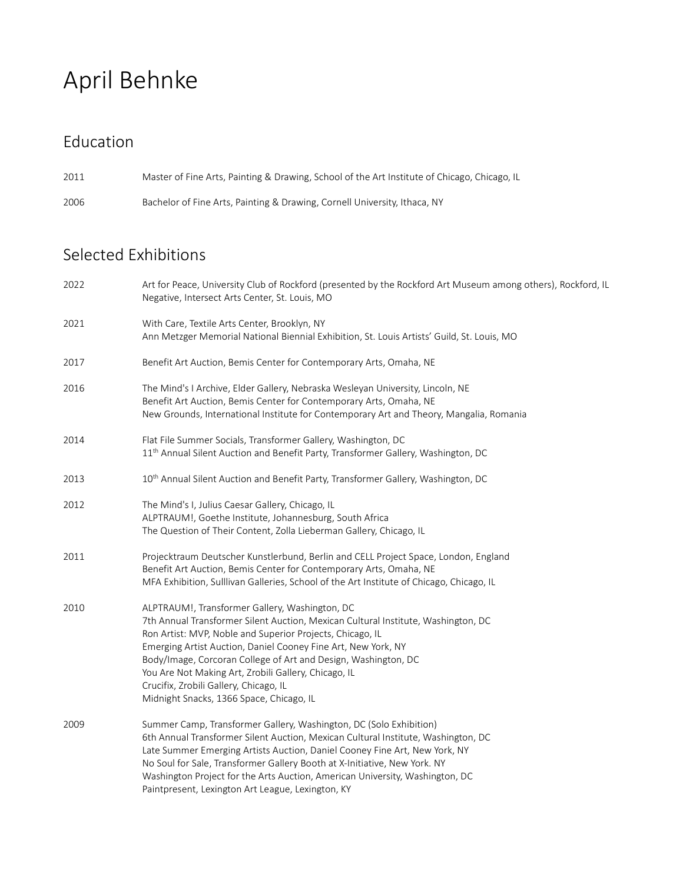# April Behnke

## Education

2011 Master of Fine Arts, Painting & Drawing, School of the Art Institute of Chicago, Chicago, IL

2006 Bachelor of Fine Arts, Painting & Drawing, Cornell University, Ithaca, NY

## Selected Exhibitions

2022
- Art for Peace, University Club of Rockford (presented by the Rockford Art Museum among others), Rockford, IL
- Negative, Intersect Arts Center, St. Louis, MO

2021
- With Care, Textile Arts Center, Brooklyn, NY
- Ann Metzger Memorial National Biennial Exhibition, St. Louis Artists' Guild, St. Louis, MO

2017
- Benefit Art Auction, Bemis Center for Contemporary Arts, Omaha, NE

2016
- The Mind's I Archive, Elder Gallery, Nebraska Wesleyan University, Lincoln, NE
- Benefit Art Auction, Bemis Center for Contemporary Arts, Omaha, NE
- New Grounds, International Institute for Contemporary Art and Theory, Mangalia, Romania

2014
- Flat File Summer Socials, Transformer Gallery, Washington, DC
- 11th Annual Silent Auction and Benefit Party, Transformer Gallery, Washington, DC

2013
- 10th Annual Silent Auction and Benefit Party, Transformer Gallery, Washington, DC

2012
- The Mind's I, Julius Caesar Gallery, Chicago, IL
- ALPTRAUM!, Goethe Institute, Johannesburg, South Africa
- The Question of Their Content, Zolla Lieberman Gallery, Chicago, IL

2011
- Projecktraum Deutscher Kunstlerbund, Berlin and CELL Project Space, London, England
- Benefit Art Auction, Bemis Center for Contemporary Arts, Omaha, NE
- MFA Exhibition, Sulllivan Galleries, School of the Art Institute of Chicago, Chicago, IL

2010
- ALPTRAUM!, Transformer Gallery, Washington, DC
- 7th Annual Transformer Silent Auction, Mexican Cultural Institute, Washington, DC
- Ron Artist: MVP, Noble and Superior Projects, Chicago, IL
- Emerging Artist Auction, Daniel Cooney Fine Art, New York, NY
- Body/Image, Corcoran College of Art and Design, Washington, DC
- You Are Not Making Art, Zrobili Gallery, Chicago, IL
- Crucifix, Zrobili Gallery, Chicago, IL
- Midnight Snacks, 1366 Space, Chicago, IL

2009
- Summer Camp, Transformer Gallery, Washington, DC (Solo Exhibition)
- 6th Annual Transformer Silent Auction, Mexican Cultural Institute, Washington, DC
- Late Summer Emerging Artists Auction, Daniel Cooney Fine Art, New York, NY
- No Soul for Sale, Transformer Gallery Booth at X-Initiative, New York. NY
- Washington Project for the Arts Auction, American University, Washington, DC
- Paintpresent, Lexington Art League, Lexington, KY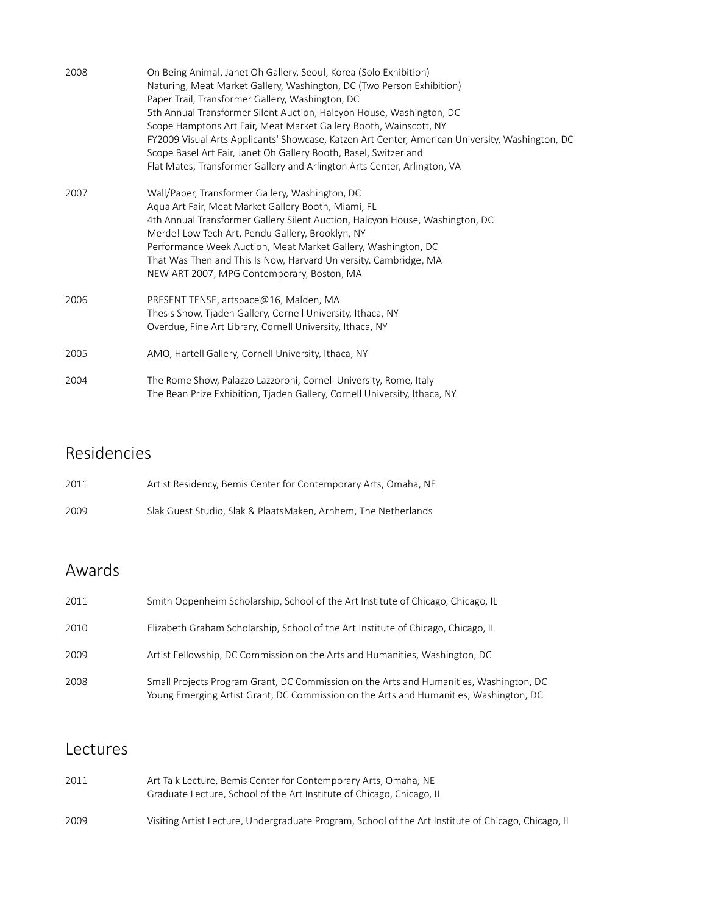| | |
|---|---|
| 2008 | On Being Animal, Janet Oh Gallery, Seoul, Korea (Solo Exhibition)<br>Naturing, Meat Market Gallery, Washington, DC (Two Person Exhibition)<br>Paper Trail, Transformer Gallery, Washington, DC<br>5th Annual Transformer Silent Auction, Halcyon House, Washington, DC<br>Scope Hamptons Art Fair, Meat Market Gallery Booth, Wainscott, NY<br>FY2009 Visual Arts Applicants' Showcase, Katzen Art Center, American University, Washington, DC<br>Scope Basel Art Fair, Janet Oh Gallery Booth, Basel, Switzerland<br>Flat Mates, Transformer Gallery and Arlington Arts Center, Arlington, VA |
| 2007 | Wall/Paper, Transformer Gallery, Washington, DC<br>Aqua Art Fair, Meat Market Gallery Booth, Miami, FL<br>4th Annual Transformer Gallery Silent Auction, Halcyon House, Washington, DC<br>Merde! Low Tech Art, Pendu Gallery, Brooklyn, NY<br>Performance Week Auction, Meat Market Gallery, Washington, DC<br>That Was Then and This Is Now, Harvard University. Cambridge, MA<br>NEW ART 2007, MPG Contemporary, Boston, MA |
| 2006 | PRESENT TENSE, artspace@16, Malden, MA<br>Thesis Show, Tjaden Gallery, Cornell University, Ithaca, NY<br>Overdue, Fine Art Library, Cornell University, Ithaca, NY |
| 2005 | AMO, Hartell Gallery, Cornell University, Ithaca, NY |
| 2004 | The Rome Show, Palazzo Lazzoroni, Cornell University, Rome, Italy<br>The Bean Prize Exhibition, Tjaden Gallery, Cornell University, Ithaca, NY |

## Residencies

| | |
|---|---|
| 2011 | Artist Residency, Bemis Center for Contemporary Arts, Omaha, NE |
| 2009 | Slak Guest Studio, Slak & PlaatsMaken, Arnhem, The Netherlands |

## Awards

| | |
|---|---|
| 2011 | Smith Oppenheim Scholarship, School of the Art Institute of Chicago, Chicago, IL |
| 2010 | Elizabeth Graham Scholarship, School of the Art Institute of Chicago, Chicago, IL |
| 2009 | Artist Fellowship, DC Commission on the Arts and Humanities, Washington, DC |
| 2008 | Small Projects Program Grant, DC Commission on the Arts and Humanities, Washington, DC<br>Young Emerging Artist Grant, DC Commission on the Arts and Humanities, Washington, DC |

## Lectures

| | |
|---|---|
| 2011 | Art Talk Lecture, Bemis Center for Contemporary Arts, Omaha, NE<br>Graduate Lecture, School of the Art Institute of Chicago, Chicago, IL |
| 2009 | Visiting Artist Lecture, Undergraduate Program, School of the Art Institute of Chicago, Chicago, IL |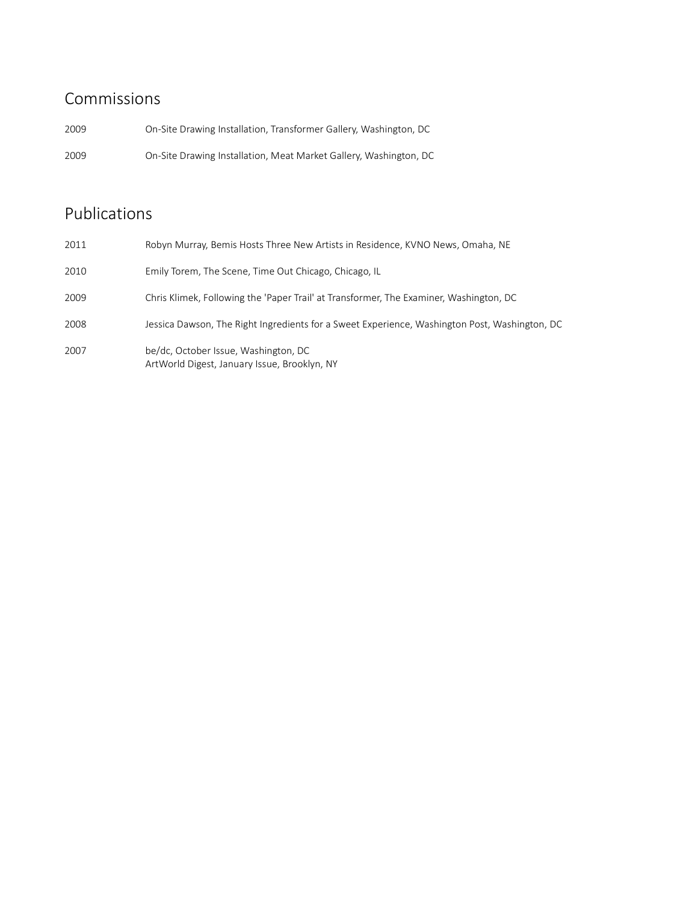## Commissions

2009 On-Site Drawing Installation, Transformer Gallery, Washington, DC

2009 On-Site Drawing Installation, Meat Market Gallery, Washington, DC

## Publications

2011 Robyn Murray, Bemis Hosts Three New Artists in Residence, KVNO News, Omaha, NE

2010 Emily Torem, The Scene, Time Out Chicago, Chicago, IL

2009 Chris Klimek, Following the 'Paper Trail' at Transformer, The Examiner, Washington, DC

2008 Jessica Dawson, The Right Ingredients for a Sweet Experience, Washington Post, Washington, DC

2007 be/dc, October Issue, Washington, DC
ArtWorld Digest, January Issue, Brooklyn, NY